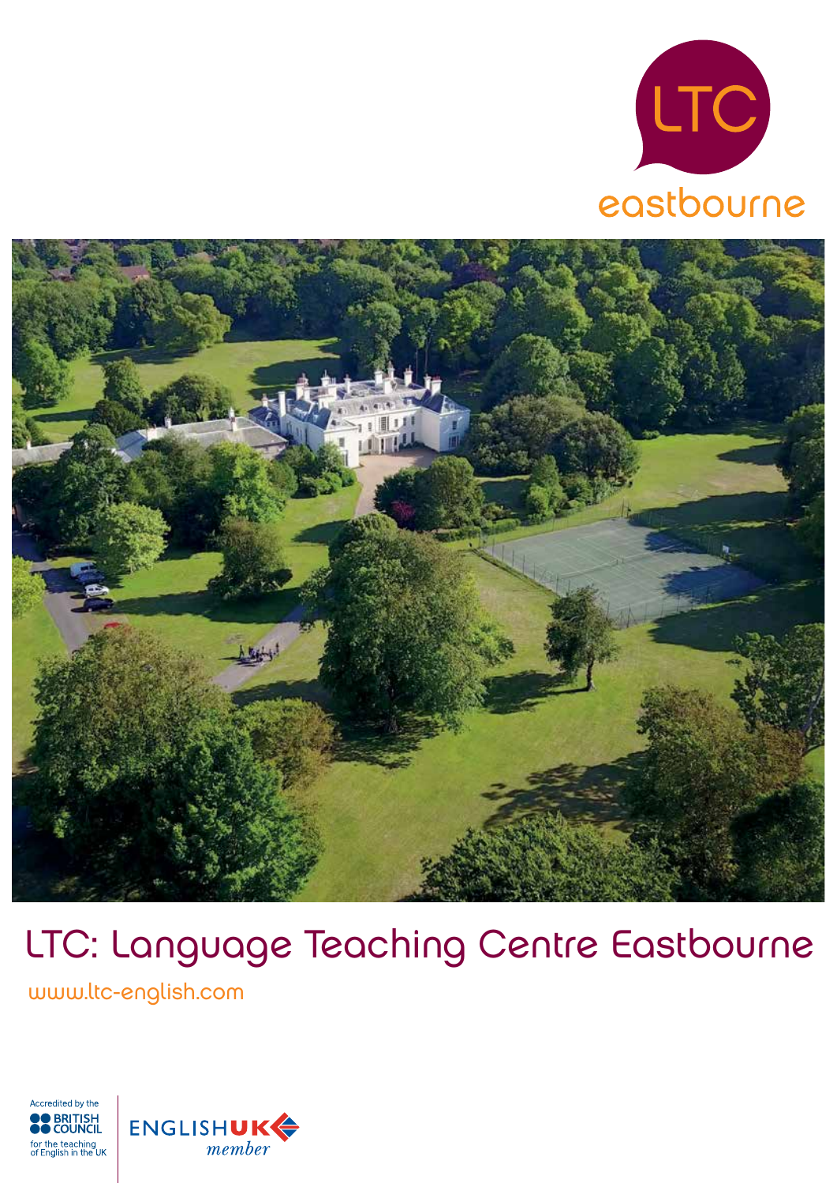LTC

eastbourne

# LTC: Language Teaching Centre Eastbourne

www.ltc-english.com

Accredited by the BRITISH COUNCIL for the teaching of English in the UK

ENGLISH UK member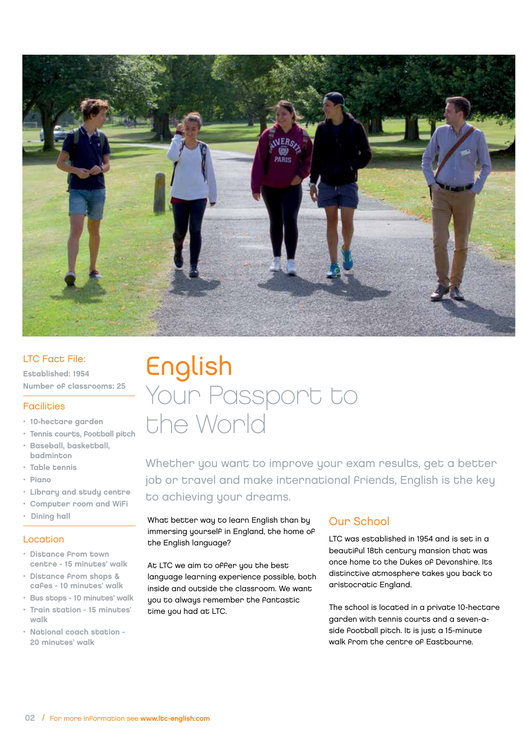# English

## Your Passport to the World

Whether you want to improve your exam results, get a better job or travel and make international friends, English is the key to achieving your dreams.

What better way to learn English than by immersing yourself in England, the home of the English language?

At LTC we aim to offer you the best language learning experience possible, both inside and outside the classroom. We want you to always remember the fantastic time you had at LTC.

### Our School

LTC was established in 1954 and is set in a beautiful 18th century mansion that was once home to the Dukes of Devonshire. Its distinctive atmosphere takes you back to aristocratic England.

The school is located in a private 10-hectare garden with tennis courts and a seven-a-side football pitch. It is just a 15-minute walk from the centre of Eastbourne.

### LTC Fact File:

**Established: 1954**

**Number of classrooms: 25**

### Facilities

- 10-hectare garden
- Tennis courts, football pitch
- Baseball, basketball, badminton
- Table tennis
- Piano
- Library and study centre
- Computer room and WiFi
- Dining hall

### Location

- Distance from town centre - 15 minutes' walk
- Distance from shops & cafes - 10 minutes' walk
- Bus stops - 10 minutes' walk
- Train station - 15 minutes' walk
- National coach station - 20 minutes' walk

For more information see **www.ltc-english.com**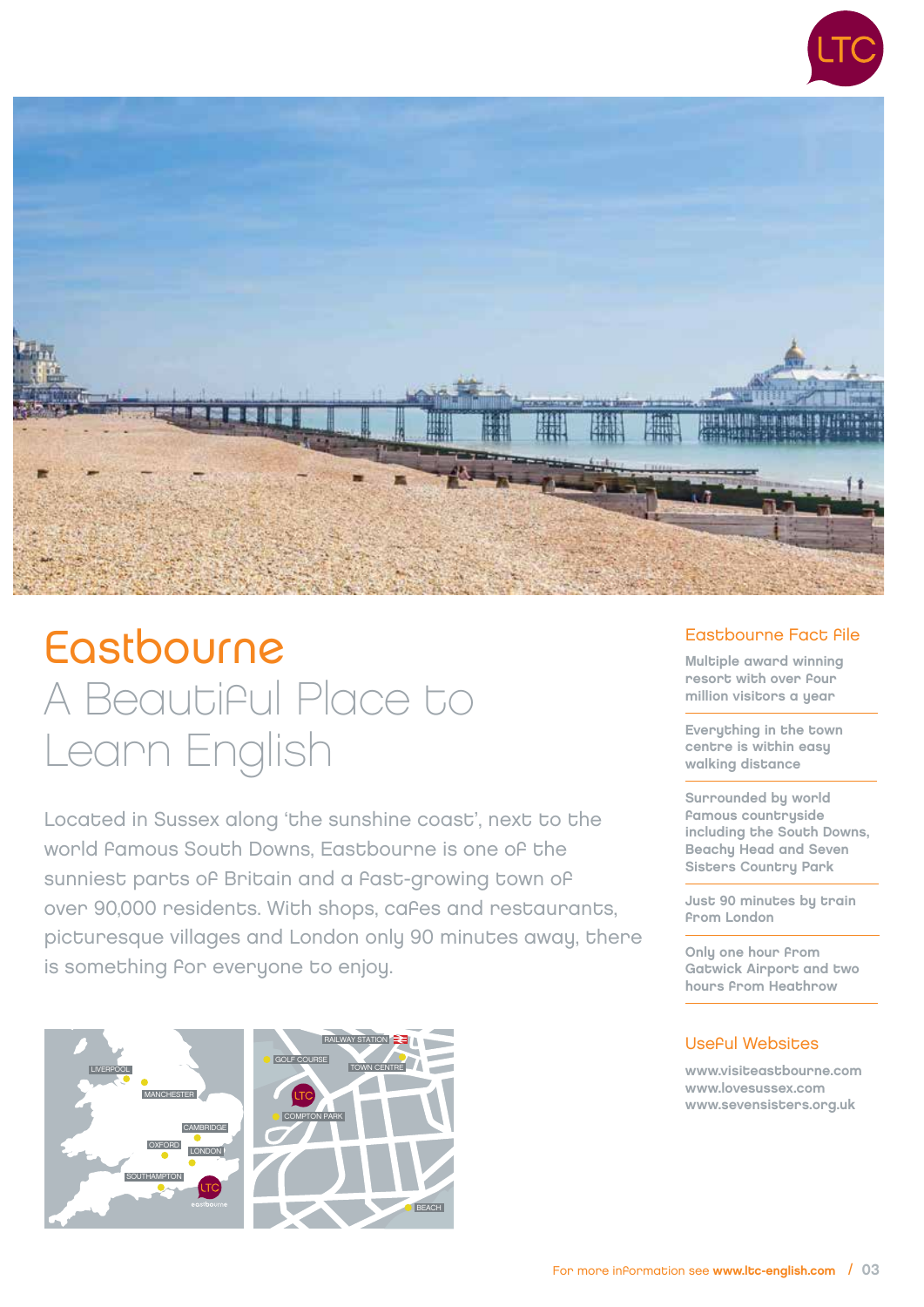# Eastbourne

## A Beautiful Place to Learn English

Located in Sussex along 'the sunshine coast', next to the world famous South Downs, Eastbourne is one of the sunniest parts of Britain and a fast-growing town of over 90,000 residents. With shops, cafes and restaurants, picturesque villages and London only 90 minutes away, there is something for everyone to enjoy.

### Eastbourne Fact File

- Multiple award winning resort with over four million visitors a year
- Everything in the town centre is within easy walking distance
- Surrounded by world famous countryside including the South Downs, Beachy Head and Seven Sisters Country Park
- Just 90 minutes by train from London
- Only one hour from Gatwick Airport and two hours from Heathrow

### Useful Websites

www.visiteastbourne.com
www.lovesussex.com
www.sevensisters.org.uk

For more information see **www.ltc-english.com**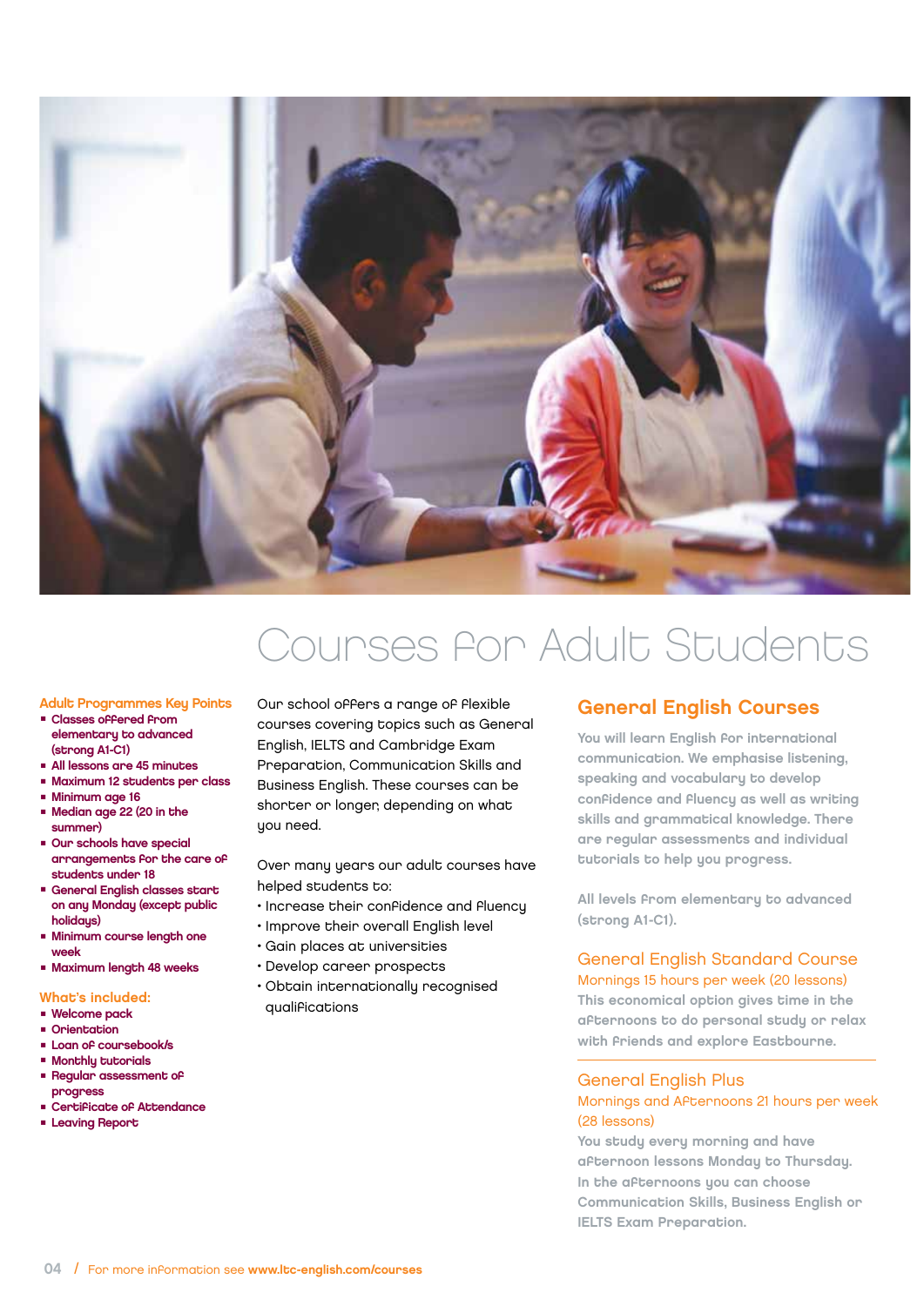# Courses for Adult Students

### Adult Programmes Key Points

- Classes offered from elementary to advanced (strong A1-C1)
- All lessons are 45 minutes
- Maximum 12 students per class
- Minimum age 16
- Median age 22 (20 in the summer)
- Our schools have special arrangements for the care of students under 18
- General English classes start on any Monday (except public holidays)
- Minimum course length one week
- Maximum length 48 weeks

### What's included:

- Welcome pack
- Orientation
- Loan of coursebook/s
- Monthly tutorials
- Regular assessment of progress
- Certificate of Attendance
- Leaving Report

Our school offers a range of flexible courses covering topics such as General English, IELTS and Cambridge Exam Preparation, Communication Skills and Business English. These courses can be shorter or longer, depending on what you need.

Over many years our adult courses have helped students to:

- Increase their confidence and fluency
- Improve their overall English level
- Gain places at universities
- Develop career prospects
- Obtain internationally recognised qualifications

## General English Courses

You will learn English for international communication. We emphasise listening, speaking and vocabulary to develop confidence and fluency as well as writing skills and grammatical knowledge. There are regular assessments and individual tutorials to help you progress.

All levels from elementary to advanced (strong A1-C1).

### General English Standard Course

Mornings 15 hours per week (20 lessons)

This economical option gives time in the afternoons to do personal study or relax with friends and explore Eastbourne.

### General English Plus

Mornings and Afternoons 21 hours per week (28 lessons)

You study every morning and have afternoon lessons Monday to Thursday. In the afternoons you can choose Communication Skills, Business English or IELTS Exam Preparation.

For more information see **www.ltc-english.com/courses**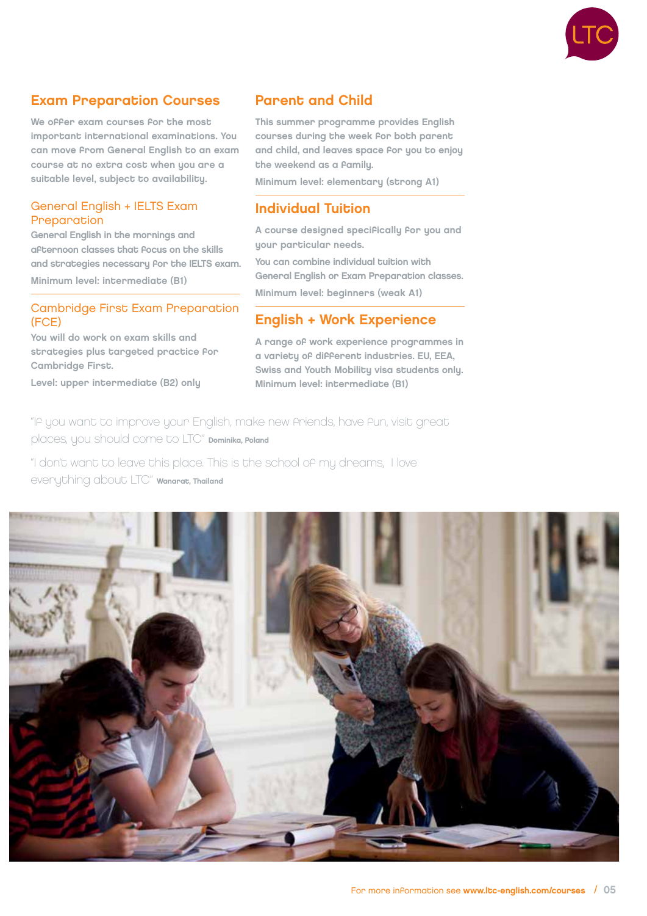## Exam Preparation Courses

We offer exam courses for the most important international examinations. You can move from General English to an exam course at no extra cost when you are a suitable level, subject to availability.

### General English + IELTS Exam Preparation

General English in the mornings and afternoon classes that focus on the skills and strategies necessary for the IELTS exam.

Minimum level: intermediate (B1)

### Cambridge First Exam Preparation (FCE)

You will do work on exam skills and strategies plus targeted practice for Cambridge First.

Level: upper intermediate (B2) only

## Parent and Child

This summer programme provides English courses during the week for both parent and child, and leaves space for you to enjoy the weekend as a family.

Minimum level: elementary (strong A1)

## Individual Tuition

A course designed specifically for you and your particular needs.

You can combine individual tuition with General English or Exam Preparation classes.

Minimum level: beginners (weak A1)

## English + Work Experience

A range of work experience programmes in a variety of different industries. EU, EEA, Swiss and Youth Mobility visa students only.

Minimum level: intermediate (B1)

"If you want to improve your English, make new friends, have fun, visit great places, you should come to LTC" **Dominika, Poland**

"I don't want to leave this place. This is the school of my dreams, I love everything about LTC" **Wanarat, Thailand**

For more information see **www.ltc-english.com/courses**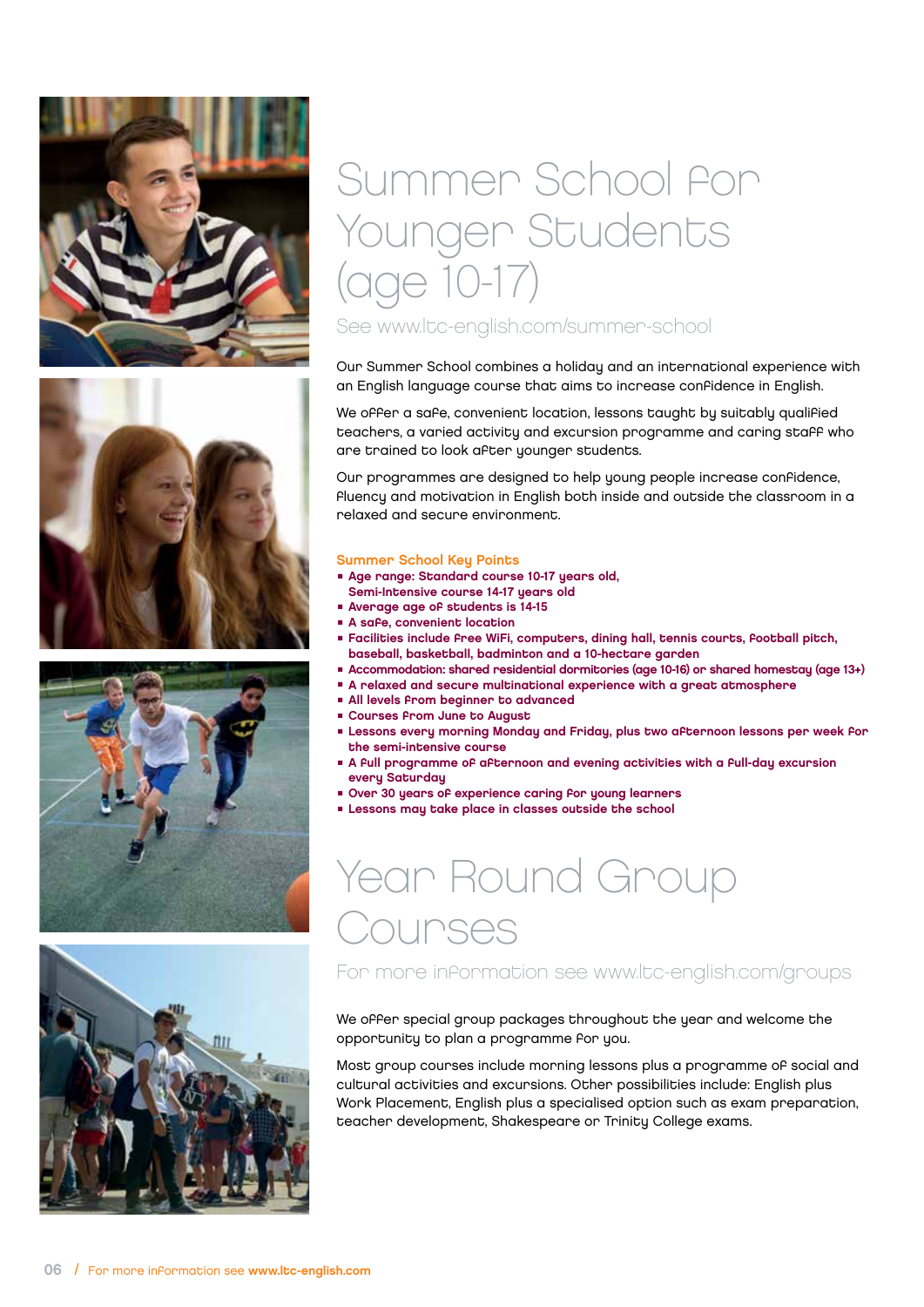# Summer School for Younger Students (age 10-17)

See www.ltc-english.com/summer-school

Our Summer School combines a holiday and an international experience with an English language course that aims to increase confidence in English.

We offer a safe, convenient location, lessons taught by suitably qualified teachers, a varied activity and excursion programme and caring staff who are trained to look after younger students.

Our programmes are designed to help young people increase confidence, fluency and motivation in English both inside and outside the classroom in a relaxed and secure environment.

## Summer School Key Points

- **Age range: Standard course 10-17 years old, Semi-Intensive course 14-17 years old**
- **Average age of students is 14-15**
- **A safe, convenient location**
- **Facilities include free WiFi, computers, dining hall, tennis courts, football pitch, baseball, basketball, badminton and a 10-hectare garden**
- **Accommodation: shared residential dormitories (age 10-16) or shared homestay (age 13+)**
- **A relaxed and secure multinational experience with a great atmosphere**
- **All levels from beginner to advanced**
- **Courses from June to August**
- **Lessons every morning Monday and Friday, plus two afternoon lessons per week for the semi-intensive course**
- **A full programme of afternoon and evening activities with a full-day excursion every Saturday**
- **Over 30 years of experience caring for young learners**
- **Lessons may take place in classes outside the school**

# Year Round Group Courses

For more information see www.ltc-english.com/groups

We offer special group packages throughout the year and welcome the opportunity to plan a programme for you.

Most group courses include morning lessons plus a programme of social and cultural activities and excursions. Other possibilities include: English plus Work Placement, English plus a specialised option such as exam preparation, teacher development, Shakespeare or Trinity College exams.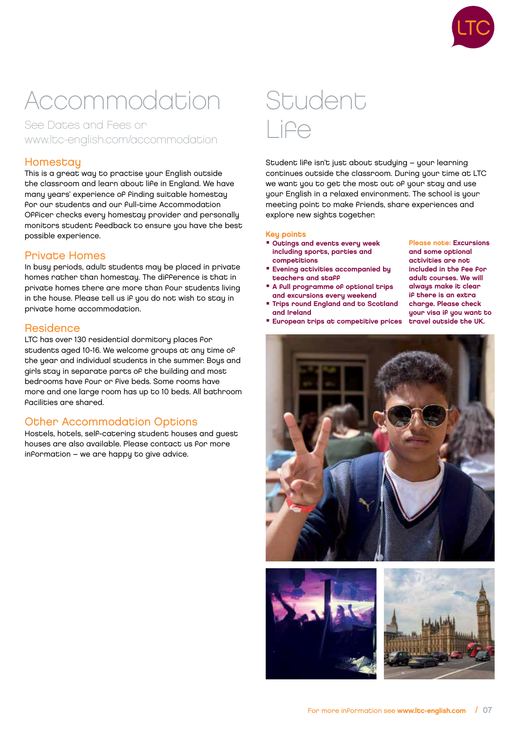# Accommodation

See Dates and Fees on www.ltc-english.com/accommodation

## Homestay

This is a great way to practise your English outside the classroom and learn about life in England. We have many years' experience of finding suitable homestay for our students and our full-time Accommodation Officer checks every homestay provider and personally monitors student feedback to ensure you have the best possible experience.

## Private Homes

In busy periods, adult students may be placed in private homes rather than homestay. The difference is that in private homes there are more than four students living in the house. Please tell us if you do not wish to stay in private home accommodation.

## Residence

LTC has over 130 residential dormitory places for students aged 10-16. We welcome groups at any time of the year and individual students in the summer. Boys and girls stay in separate parts of the building and most bedrooms have four or five beds. Some rooms have more and one large room has up to 10 beds. All bathroom facilities are shared.

## Other Accommodation Options

Hostels, hotels, self-catering student houses and guest houses are also available. Please contact us for more information – we are happy to give advice.

# Student Life

Student life isn't just about studying – your learning continues outside the classroom. During your time at LTC we want you to get the most out of your stay and use your English in a relaxed environment. The school is your meeting point to make friends, share experiences and explore new sights together.

## Key points

- **Outings and events every week including sports, parties and competitions**
- **Evening activities accompanied by teachers and staff**
- **A full programme of optional trips and excursions every weekend**
- **Trips round England and to Scotland and Ireland**
- **European trips at competitive prices**

Please note: **Excursions and some optional activities are not included in the fee for adult courses. We will always make it clear if there is an extra charge. Please check your visa if you want to travel outside the UK.**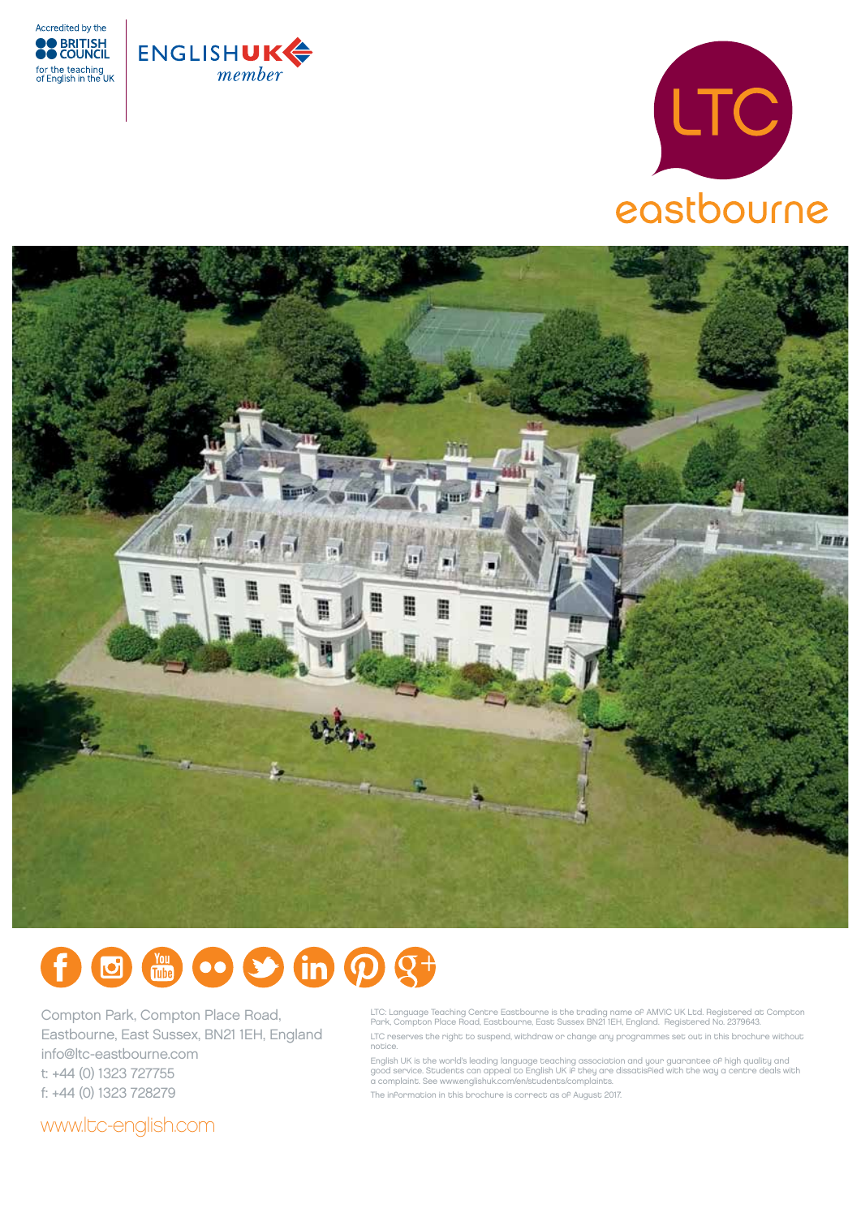Accredited by the BRITISH COUNCIL for the teaching of English in the UK

ENGLISHUK member

LTC eastbourne

Compton Park, Compton Place Road,
Eastbourne, East Sussex, BN21 1EH, England
info@ltc-eastbourne.com
t: +44 (0) 1323 727755
f: +44 (0) 1323 728279

www.ltc-english.com

LTC: Language Teaching Centre Eastbourne is the trading name of AMVIC UK Ltd. Registered at Compton Park, Compton Place Road, Eastbourne, East Sussex BN21 1EH, England. Registered No. 2379643.

LTC reserves the right to suspend, withdraw or change any programmes set out in this brochure without notice.

English UK is the world's leading language teaching association and your guarantee of high quality and good service. Students can appeal to English UK if they are dissatisfied with the way a centre deals with a complaint. See www.englishuk.com/en/students/complaints.

The information in this brochure is correct as of August 2017.